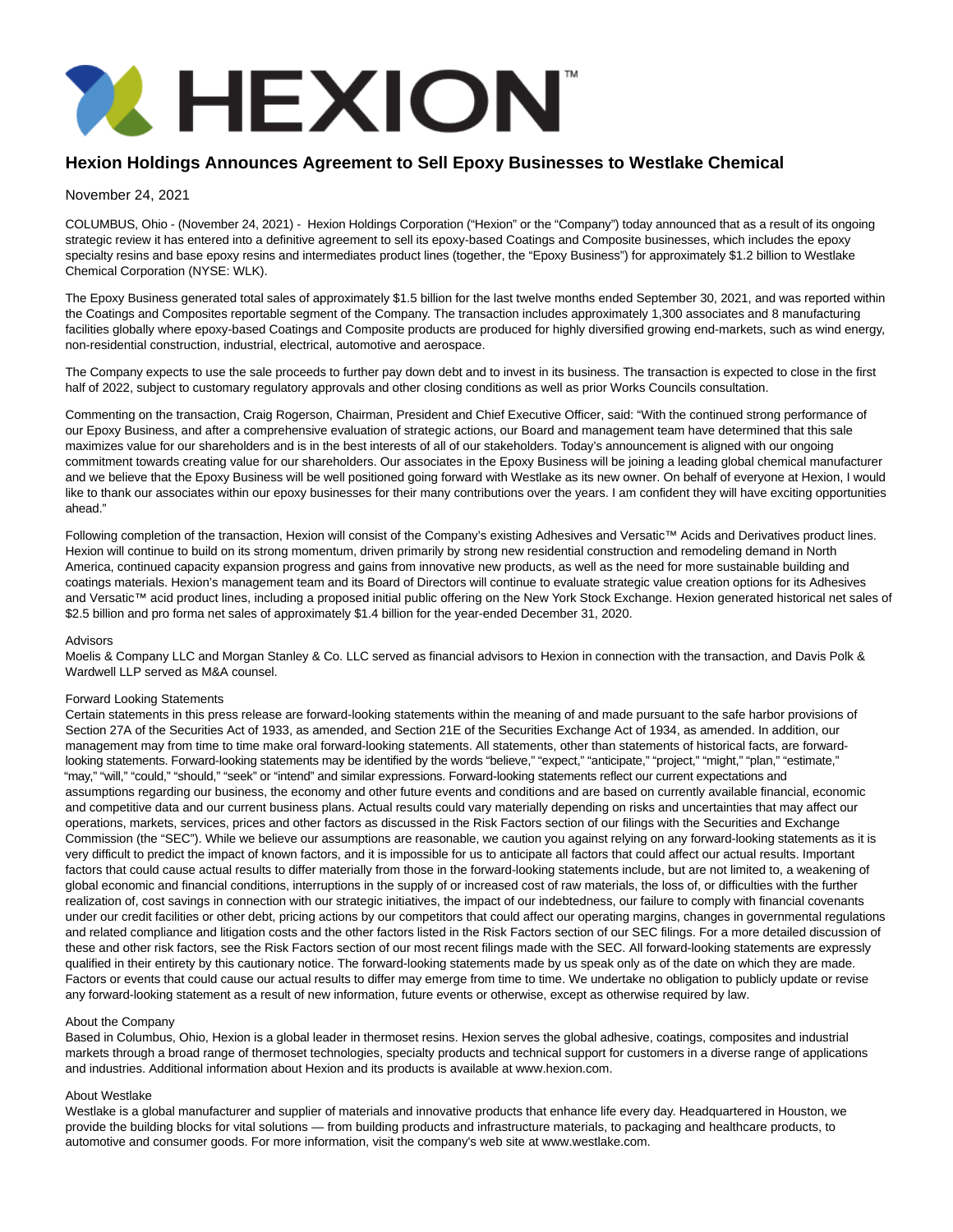# HEXION™

## Hexion Holdings Announces Agreement to Sell Epoxy Businesses to Westlake Chemical

November 24, 2021

COLUMBUS, Ohio - (November 24, 2021) - Hexion Holdings Corporation ("Hexion" or the "Company") today announced that as a result of its ongoing strategic review it has entered into a definitive agreement to sell its epoxy-based Coatings and Composite businesses, which includes the epoxy specialty resins and base epoxy resins and intermediates product lines (together, the "Epoxy Business") for approximately $1.2 billion to Westlake Chemical Corporation (NYSE: WLK).

The Epoxy Business generated total sales of approximately $1.5 billion for the last twelve months ended September 30, 2021, and was reported within the Coatings and Composites reportable segment of the Company. The transaction includes approximately 1,300 associates and 8 manufacturing facilities globally where epoxy-based Coatings and Composite products are produced for highly diversified growing end-markets, such as wind energy, non-residential construction, industrial, electrical, automotive and aerospace.

The Company expects to use the sale proceeds to further pay down debt and to invest in its business. The transaction is expected to close in the first half of 2022, subject to customary regulatory approvals and other closing conditions as well as prior Works Councils consultation.

Commenting on the transaction, Craig Rogerson, Chairman, President and Chief Executive Officer, said: "With the continued strong performance of our Epoxy Business, and after a comprehensive evaluation of strategic actions, our Board and management team have determined that this sale maximizes value for our shareholders and is in the best interests of all of our stakeholders. Today's announcement is aligned with our ongoing commitment towards creating value for our shareholders. Our associates in the Epoxy Business will be joining a leading global chemical manufacturer and we believe that the Epoxy Business will be well positioned going forward with Westlake as its new owner. On behalf of everyone at Hexion, I would like to thank our associates within our epoxy businesses for their many contributions over the years. I am confident they will have exciting opportunities ahead."

Following completion of the transaction, Hexion will consist of the Company's existing Adhesives and Versatic™ Acids and Derivatives product lines. Hexion will continue to build on its strong momentum, driven primarily by strong new residential construction and remodeling demand in North America, continued capacity expansion progress and gains from innovative new products, as well as the need for more sustainable building and coatings materials. Hexion's management team and its Board of Directors will continue to evaluate strategic value creation options for its Adhesives and Versatic™ acid product lines, including a proposed initial public offering on the New York Stock Exchange. Hexion generated historical net sales of $2.5 billion and pro forma net sales of approximately $1.4 billion for the year-ended December 31, 2020.

Advisors
Moelis & Company LLC and Morgan Stanley & Co. LLC served as financial advisors to Hexion in connection with the transaction, and Davis Polk & Wardwell LLP served as M&A counsel.

Forward Looking Statements
Certain statements in this press release are forward-looking statements within the meaning of and made pursuant to the safe harbor provisions of Section 27A of the Securities Act of 1933, as amended, and Section 21E of the Securities Exchange Act of 1934, as amended. In addition, our management may from time to time make oral forward-looking statements. All statements, other than statements of historical facts, are forward-looking statements. Forward-looking statements may be identified by the words "believe," "expect," "anticipate," "project," "might," "plan," "estimate," "may," "will," "could," "should," "seek" or "intend" and similar expressions. Forward-looking statements reflect our current expectations and assumptions regarding our business, the economy and other future events and conditions and are based on currently available financial, economic and competitive data and our current business plans. Actual results could vary materially depending on risks and uncertainties that may affect our operations, markets, services, prices and other factors as discussed in the Risk Factors section of our filings with the Securities and Exchange Commission (the "SEC"). While we believe our assumptions are reasonable, we caution you against relying on any forward-looking statements as it is very difficult to predict the impact of known factors, and it is impossible for us to anticipate all factors that could affect our actual results. Important factors that could cause actual results to differ materially from those in the forward-looking statements include, but are not limited to, a weakening of global economic and financial conditions, interruptions in the supply of or increased cost of raw materials, the loss of, or difficulties with the further realization of, cost savings in connection with our strategic initiatives, the impact of our indebtedness, our failure to comply with financial covenants under our credit facilities or other debt, pricing actions by our competitors that could affect our operating margins, changes in governmental regulations and related compliance and litigation costs and the other factors listed in the Risk Factors section of our SEC filings. For a more detailed discussion of these and other risk factors, see the Risk Factors section of our most recent filings made with the SEC. All forward-looking statements are expressly qualified in their entirety by this cautionary notice. The forward-looking statements made by us speak only as of the date on which they are made. Factors or events that could cause our actual results to differ may emerge from time to time. We undertake no obligation to publicly update or revise any forward-looking statement as a result of new information, future events or otherwise, except as otherwise required by law.

About the Company
Based in Columbus, Ohio, Hexion is a global leader in thermoset resins. Hexion serves the global adhesive, coatings, composites and industrial markets through a broad range of thermoset technologies, specialty products and technical support for customers in a diverse range of applications and industries. Additional information about Hexion and its products is available at www.hexion.com.

About Westlake
Westlake is a global manufacturer and supplier of materials and innovative products that enhance life every day. Headquartered in Houston, we provide the building blocks for vital solutions — from building products and infrastructure materials, to packaging and healthcare products, to automotive and consumer goods. For more information, visit the company's web site at www.westlake.com.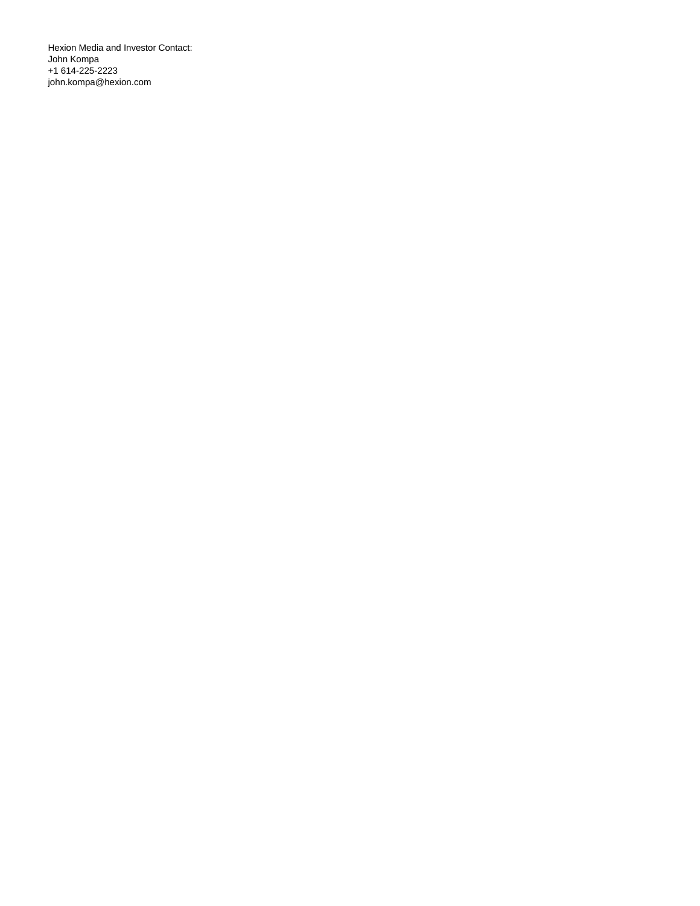Hexion Media and Investor Contact:
John Kompa
+1 614-225-2223
john.kompa@hexion.com